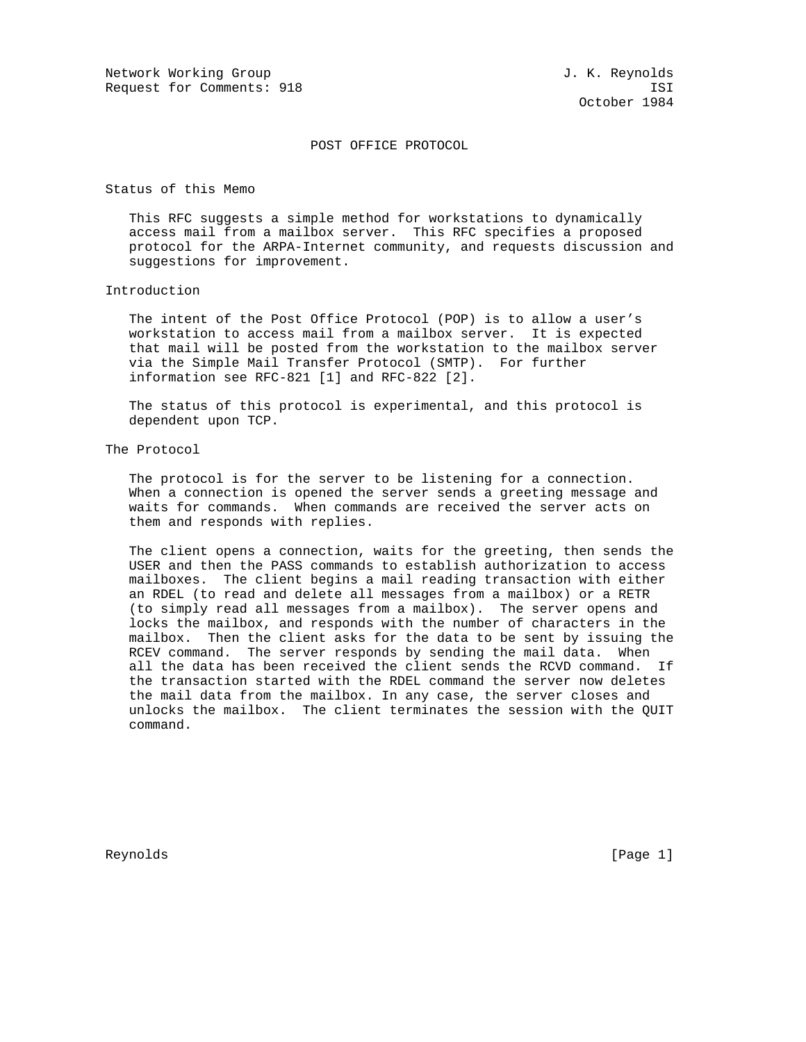Network Working Group J. K. Reynolds
Request for Comments: 918 ISI
October 1984

# POST OFFICE PROTOCOL

## Status of this Memo

This RFC suggests a simple method for workstations to dynamically access mail from a mailbox server. This RFC specifies a proposed protocol for the ARPA-Internet community, and requests discussion and suggestions for improvement.

## Introduction

The intent of the Post Office Protocol (POP) is to allow a user's workstation to access mail from a mailbox server. It is expected that mail will be posted from the workstation to the mailbox server via the Simple Mail Transfer Protocol (SMTP). For further information see RFC-821 [1] and RFC-822 [2].

The status of this protocol is experimental, and this protocol is dependent upon TCP.

## The Protocol

The protocol is for the server to be listening for a connection. When a connection is opened the server sends a greeting message and waits for commands. When commands are received the server acts on them and responds with replies.

The client opens a connection, waits for the greeting, then sends the USER and then the PASS commands to establish authorization to access mailboxes. The client begins a mail reading transaction with either an RDEL (to read and delete all messages from a mailbox) or a RETR (to simply read all messages from a mailbox). The server opens and locks the mailbox, and responds with the number of characters in the mailbox. Then the client asks for the data to be sent by issuing the RCEV command. The server responds by sending the mail data. When all the data has been received the client sends the RCVD command. If the transaction started with the RDEL command the server now deletes the mail data from the mailbox. In any case, the server closes and unlocks the mailbox. The client terminates the session with the QUIT command.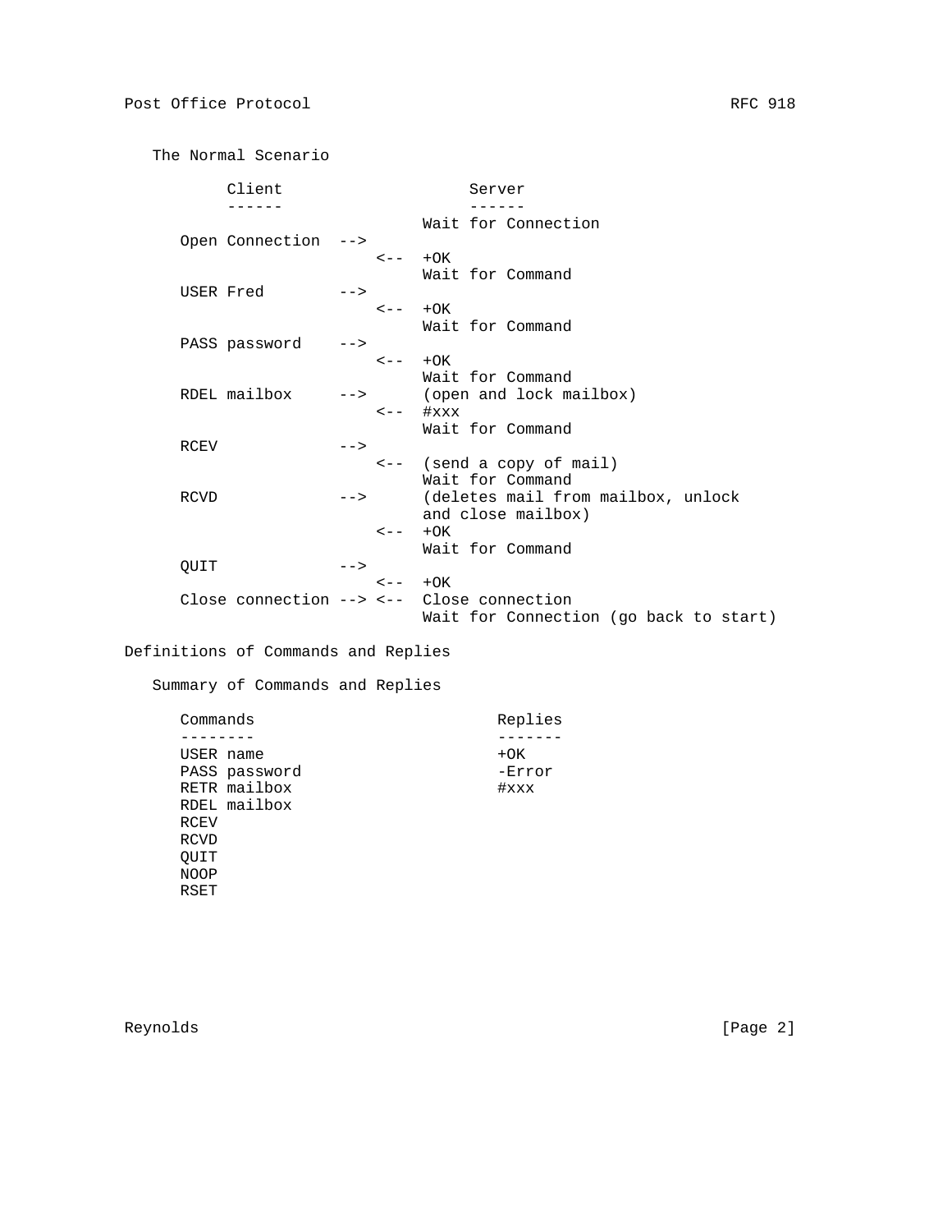### The Normal Scenario

```
      Client                    Server
      ------                    ------
                           Wait for Connection
   Open Connection  -->
                       <--  +OK
                           Wait for Command
   USER Fred        -->
                       <--  +OK
                           Wait for Command
   PASS password    -->
                       <--  +OK
                           Wait for Command
   RDEL mailbox     -->    (open and lock mailbox)
                       <--  #xxx
                           Wait for Command
   RCEV             -->
                       <--  (send a copy of mail)
                           Wait for Command
   RCVD             -->    (deletes mail from mailbox, unlock
                           and close mailbox)
                       <--  +OK
                           Wait for Command
   QUIT             -->
                       <--  +OK
   Close connection --> <--  Close connection
                           Wait for Connection (go back to start)
```

## Definitions of Commands and Replies

### Summary of Commands and Replies

```
   Commands                          Replies
   --------                          -------
   USER name                         +OK
   PASS password                     -Error
   RETR mailbox                      #xxx
   RDEL mailbox
   RCEV
   RCVD
   QUIT
   NOOP
   RSET
```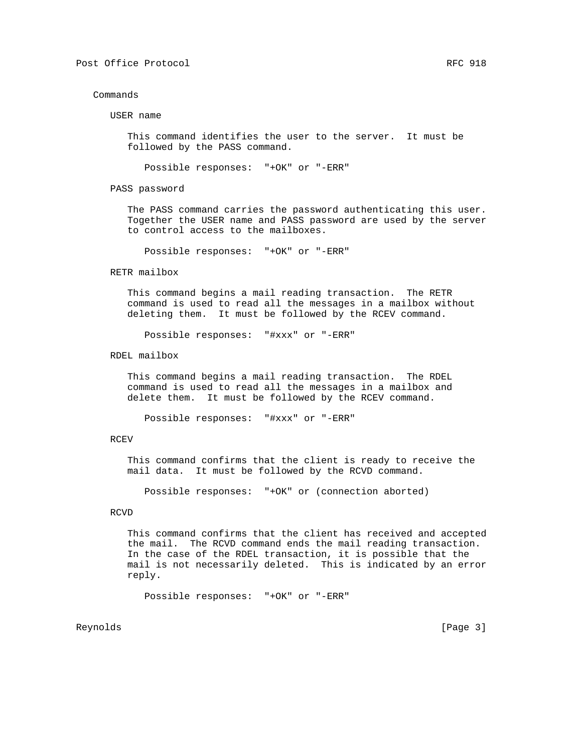## Commands

### USER name

This command identifies the user to the server. It must be followed by the PASS command.

Possible responses: "+OK" or "-ERR"

### PASS password

The PASS command carries the password authenticating this user. Together the USER name and PASS password are used by the server to control access to the mailboxes.

Possible responses: "+OK" or "-ERR"

### RETR mailbox

This command begins a mail reading transaction. The RETR command is used to read all the messages in a mailbox without deleting them. It must be followed by the RCEV command.

Possible responses: "#xxx" or "-ERR"

### RDEL mailbox

This command begins a mail reading transaction. The RDEL command is used to read all the messages in a mailbox and delete them. It must be followed by the RCEV command.

Possible responses: "#xxx" or "-ERR"

### RCEV

This command confirms that the client is ready to receive the mail data. It must be followed by the RCVD command.

Possible responses: "+OK" or (connection aborted)

### RCVD

This command confirms that the client has received and accepted the mail. The RCVD command ends the mail reading transaction. In the case of the RDEL transaction, it is possible that the mail is not necessarily deleted. This is indicated by an error reply.

Possible responses: "+OK" or "-ERR"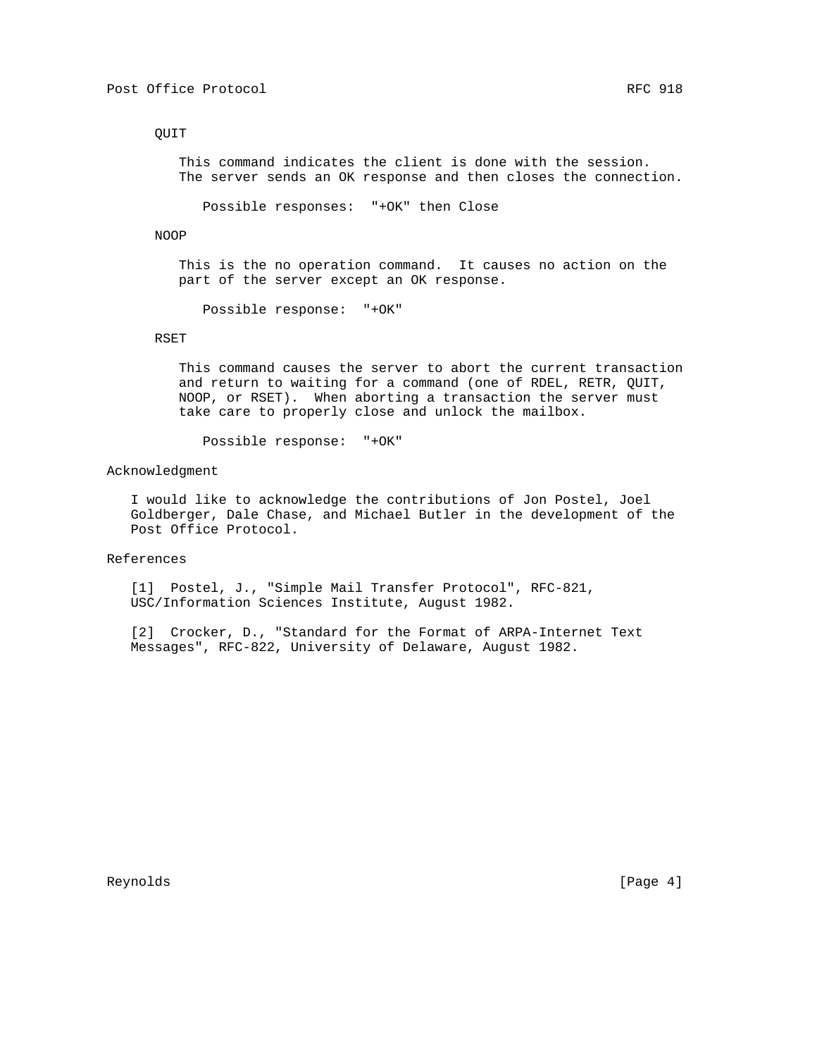QUIT

This command indicates the client is done with the session. The server sends an OK response and then closes the connection.

Possible responses: "+OK" then Close

NOOP

This is the no operation command. It causes no action on the part of the server except an OK response.

Possible response: "+OK"

RSET

This command causes the server to abort the current transaction and return to waiting for a command (one of RDEL, RETR, QUIT, NOOP, or RSET). When aborting a transaction the server must take care to properly close and unlock the mailbox.

Possible response: "+OK"

## Acknowledgment

I would like to acknowledge the contributions of Jon Postel, Joel Goldberger, Dale Chase, and Michael Butler in the development of the Post Office Protocol.

## References

[1] Postel, J., "Simple Mail Transfer Protocol", RFC-821, USC/Information Sciences Institute, August 1982.

[2] Crocker, D., "Standard for the Format of ARPA-Internet Text Messages", RFC-822, University of Delaware, August 1982.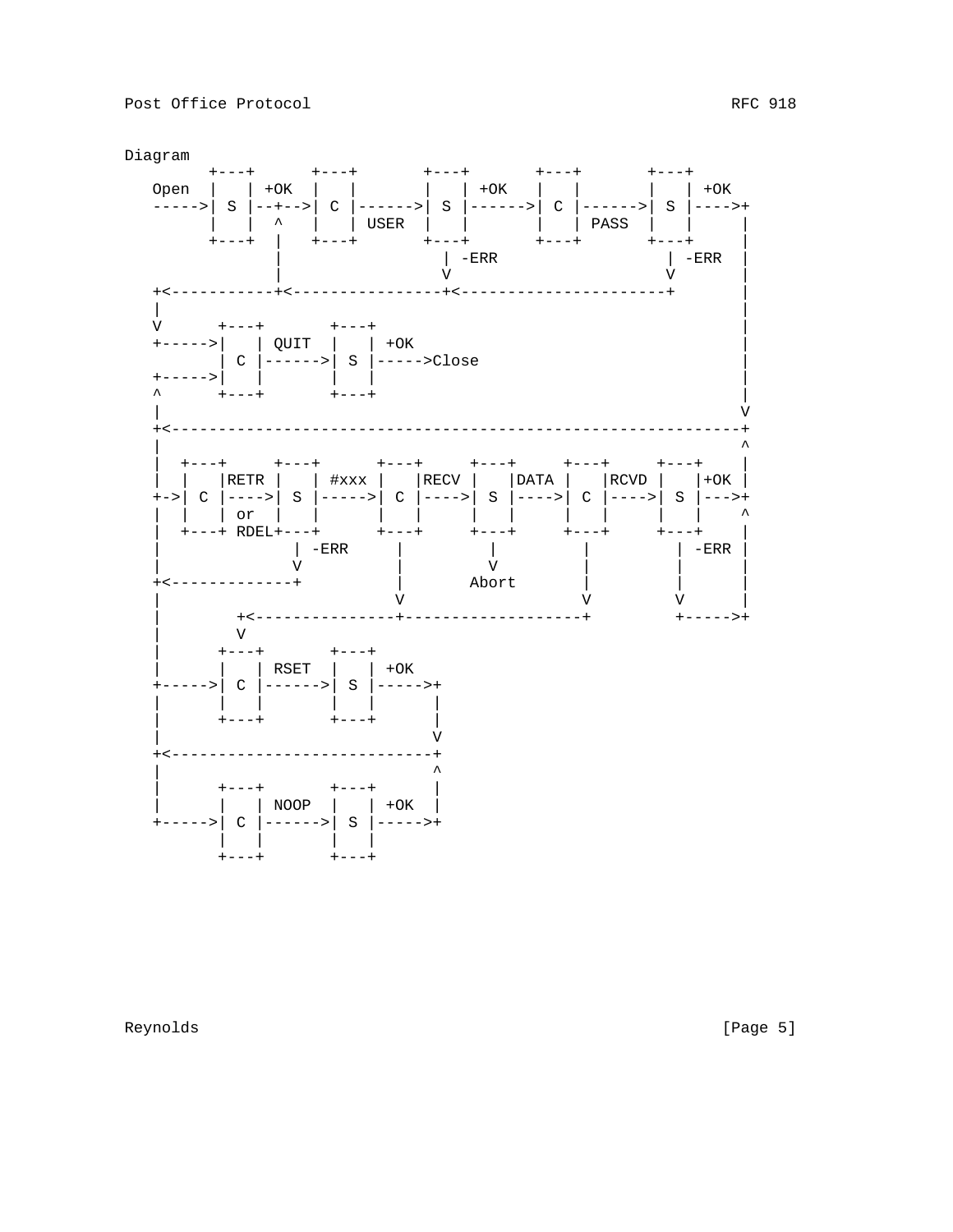Diagram

```
       +---+       +---+       +---+       +---+       +---+
Open   |   | +OK   |   |       |   | +OK   |   |       |   | +OK
----->| S |--+-->| C |------>| S |------>| C |------>| S |---->+
       |   |  ^   |   | USER  |   |       |   | PASS  |   |     |
       +---+  |   +---+       +---+       +---+       +---+     |
              |                | -ERR                  | -ERR  |
              |                V                       V       |
+<-----------+<---------------+<---------------------+         |
|                                                               |
V      +---+       +---+                                        |
+----->|   | QUIT  |   | +OK                                    |
       | C |------>| S |----->Close                             |
+----->|   |       |   |                                        |
^      +---+       +---+                                        |
|                                                               V
+<--------------------------------------------------------------+
|                                                               ^
|  +---+     +---+     +---+     +---+     +---+     +---+      |
|  |   |RETR |   | #xxx |   |RECV |   |DATA |   |RCVD |   |+OK |
+->| C |---->| S |----->| C |---->| S |---->| C |---->| S |--->+
|  |   | or  |   |      |   |     |   |     |   |     |   |    ^
|  +---+ RDEL+---+      +---+     +---+     +---+     +---+    |
|              | -ERR     |         |         |         | -ERR |
|              V          |         V         |         |      |
+<-------------+          |       Abort       |         |      |
|                         V                   V         V      |
|        +<---------------+-------------------+         +----->+
|        V
|      +---+       +---+
|      |   | RSET  |   | +OK
+----->| C |------>| S |----->+
|      |   |       |   |      |
|      +---+       +---+      |
|                             V
+<----------------------------+
|                             ^
|      +---+       +---+      |
|      |   | NOOP  |   | +OK  |
+----->| C |------>| S |----->+
       |   |       |   |
       +---+       +---+
```